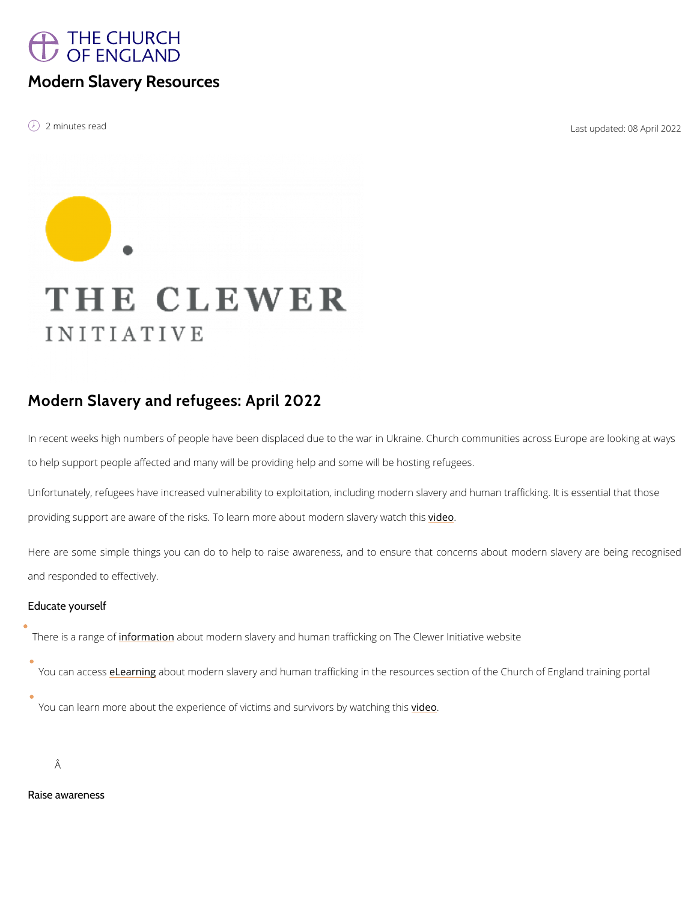THE CHURCH OF ENGLAND

# Modern Slavery Resources

2 minutes read

Last updated: 08 April 2022

THE CLEWER INITIATIVE

## Modern Slavery and refugees: April 2022

In recent weeks high numbers of people have been displaced due to the war in Ukraine. Church communities across Europe are looking at ways to help support people affected and many will be providing help and some will be hosting refugees.

Unfortunately, refugees have increased vulnerability to exploitation, including modern slavery and human trafficking. It is essential that those providing support are aware of the risks. To learn more about modern slavery watch this video.

Here are some simple things you can do to help to raise awareness, and to ensure that concerns about modern slavery are being recognised and responded to effectively.

### Educate yourself

- There is a range of information about modern slavery and human trafficking on The Clewer Initiative website
- You can access eLearning about modern slavery and human trafficking in the resources section of the Church of England training portal
- You can learn more about the experience of victims and survivors by watching this video.

Â

### Raise awareness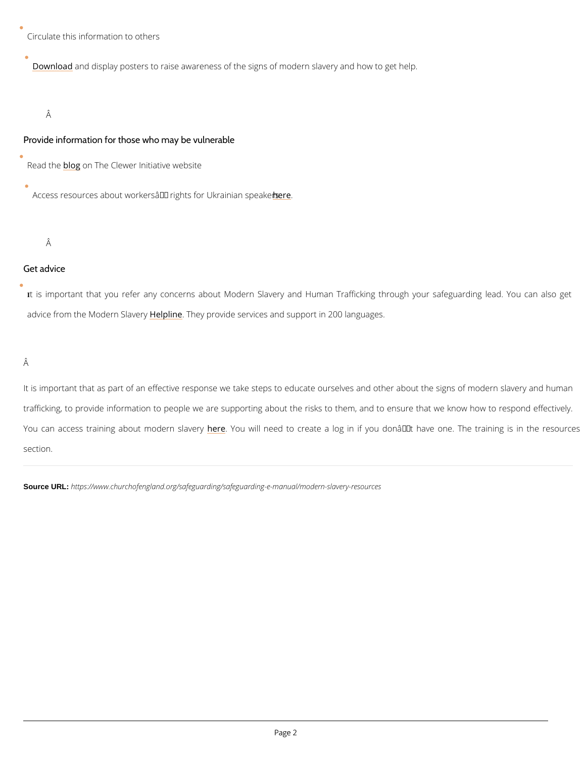- Circulate this information to others
- Download and display posters to raise awareness of the signs of modern slavery and how to get help.

Â

### Provide information for those who may be vulnerable

- Read the blog on The Clewer Initiative website
- Access resources about workersâ rights for Ukrainian speakers here.

Â

### Get advice

- It is important that you refer any concerns about Modern Slavery and Human Trafficking through your safeguarding lead. You can also get advice from the Modern Slavery Helpline. They provide services and support in 200 languages.

Â

It is important that as part of an effective response we take steps to educate ourselves and other about the signs of modern slavery and human trafficking, to provide information to people we are supporting about the risks to them, and to ensure that we know how to respond effectively. You can access training about modern slavery here. You will need to create a log in if you donât have one. The training is in the resources section.

---

**Source URL:** *https://www.churchofengland.org/safeguarding/safeguarding-e-manual/modern-slavery-resources*